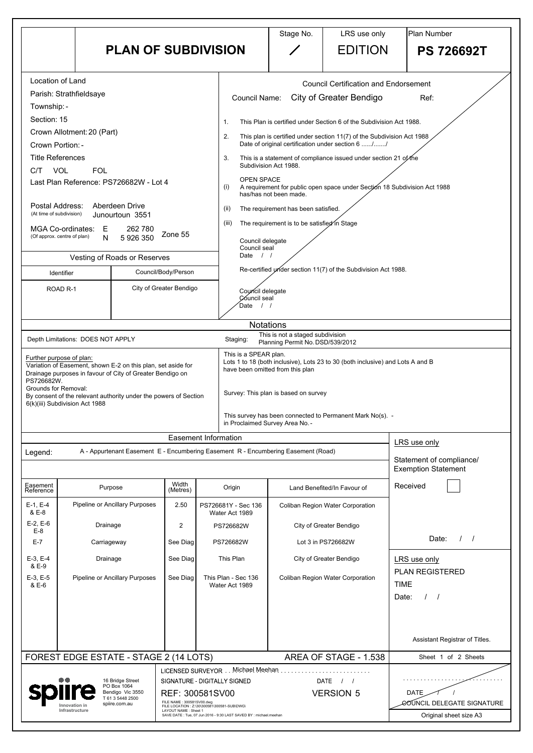# PLAN OF SUBDIVISION

| Stage No. | LRS use only | Plan Number |
|---|---|---|
| / | EDITION | **PS 726692T** |

## Location of Land

Parish: Strathfieldsaye
Township: -
Section: 15
Crown Allotment: 20 (Part)
Crown Portion: -
Title References
C/T VOL FOL
Last Plan Reference: PS726682W - Lot 4

Postal Address: (At time of subdivision) Aberdeen Drive Junourtoun 3551

MGA Co-ordinates: (Of approx. centre of plan) E 262 780 N 5 926 350 Zone 55

## Vesting of Roads or Reserves

| Identifier | Council/Body/Person |
|---|---|
| ROAD R-1 | City of Greater Bendigo |

## Council Certification and Endorsement

Council Name: City of Greater Bendigo Ref:

1. This Plan is certified under Section 6 of the Subdivision Act 1988.
2. This plan is certified under section 11(7) of the Subdivision Act 1988 Date of original certification under section 6 ....../......./
3. This is a statement of compliance issued under section 21 of the Subdivision Act 1988.

OPEN SPACE
(i) A requirement for public open space under Section 18 Subdivision Act 1988 has/has not been made.
(ii) The requirement has been satisfied.
(iii) The requirement is to be satisfied in Stage

Council delegate
Council seal
Date / /

Re-certified under section 11(7) of the Subdivision Act 1988.

Council delegate
Council seal
Date / /

## Notations

Depth Limitations: DOES NOT APPLY

Staging: This is not a staged subdivision
Planning Permit No. DSD/539/2012

Further purpose of plan:
Variation of Easement, shown E-2 on this plan, set aside for Drainage purposes in favour of City of Greater Bendigo on PS726682W.
Grounds for Removal:
By consent of the relevant authority under the powers of Section 6(k)(iii) Subdivision Act 1988

This is a SPEAR plan.
Lots 1 to 18 (both inclusive), Lots 23 to 30 (both inclusive) and Lots A and B have been omitted from this plan

Survey: This plan is based on survey

This survey has been connected to Permanent Mark No(s). -
in Proclaimed Survey Area No. -

## Easement Information

Legend: A - Appurtenant Easement E - Encumbering Easement R - Encumbering Easement (Road)

| Easement Reference | Purpose | Width (Metres) | Origin | Land Benefited/In Favour of |
|---|---|---|---|---|
| E-1, E-4 & E-8 | Pipeline or Ancillary Purposes | 2.50 | PS726681Y - Sec 136 Water Act 1989 | Coliban Region Water Corporation |
| E-2, E-6 E-8 | Drainage | 2 | PS726682W | City of Greater Bendigo |
| E-7 | Carriageway | See Diag | PS726682W | Lot 3 in PS726682W |
| E-3, E-4 & E-9 | Drainage | See Diag | This Plan | City of Greater Bendigo |
| E-3, E-5 & E-6 | Pipeline or Ancillary Purposes | See Diag | This Plan - Sec 136 Water Act 1989 | Coliban Region Water Corporation |

LRS use only
Statement of compliance/ Exemption Statement
Received
Date: / /

LRS use only
PLAN REGISTERED
TIME
Date: / /

Assistant Registrar of Titles.

FOREST EDGE ESTATE - STAGE 2 (14 LOTS) AREA OF STAGE - 1.538

spiire Innovation in Infrastructure
16 Bridge Street
PO Box 1064
Bendigo Vic 3550
T 61 3 5448 2500
spiire.com.au

LICENSED SURVEYOR . . Michael Meehan
SIGNATURE - DIGITALLY SIGNED DATE / /
REF: 300581SV00 VERSION 5
FILE NAME : 300581SV00.dwg
FILE LOCATION : Z:\30\300581\300581-SUB\DWG\
LAYOUT NAME : Sheet 1
SAVE DATE : Tue, 07 Jun 2016 - 9:30 LAST SAVED BY : michael.meehan

DATE / /
COUNCIL DELEGATE SIGNATURE
Original sheet size A3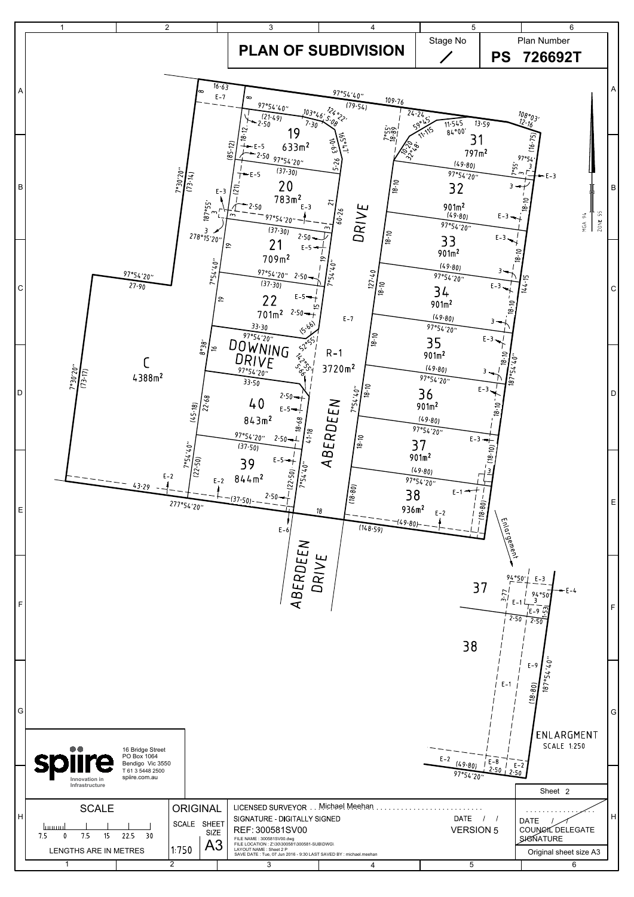# PLAN OF SUBDIVISION

Stage No: /

Plan Number: **PS 726692T**

19
633m²

20
783m²

21
709m²

22
701m²

DOWNING DRIVE

40
843m²

39
844m²

C
4388m²

R-1
3720m²

ABERDEEN DRIVE

31
797m²

32
901m²

33
901m²

34
901m²

35
901m²

36
901m²

37
901m²

38
936m²

MGA 94 ZONE 55

Enlargement

ENLARGMENT
SCALE 1:250

Sheet 2

spiire
Innovation in Infrastructure

16 Bridge Street
PO Box 1064
Bendigo Vic 3550
T 61 3 5448 2500
spiire.com.au

SCALE

7.5 0 7.5 15 22.5 30

LENGTHS ARE IN METRES

ORIGINAL SCALE 1:750

SHEET SIZE A3

LICENSED SURVEYOR Michael Meehan

SIGNATURE - DIGITALLY SIGNED

DATE / /

REF: 300581SV00

VERSION 5

FILE NAME : 300581SV00.dwg
FILE LOCATION : Z:\30\300581\300581-SUB\DWG\
LAYOUT NAME : Sheet 2 P
SAVE DATE : Tue, 07 Jun 2016 - 9:30 LAST SAVED BY : michael.meehan

DATE / /
COUNCIL DELEGATE SIGNATURE

Original sheet size A3